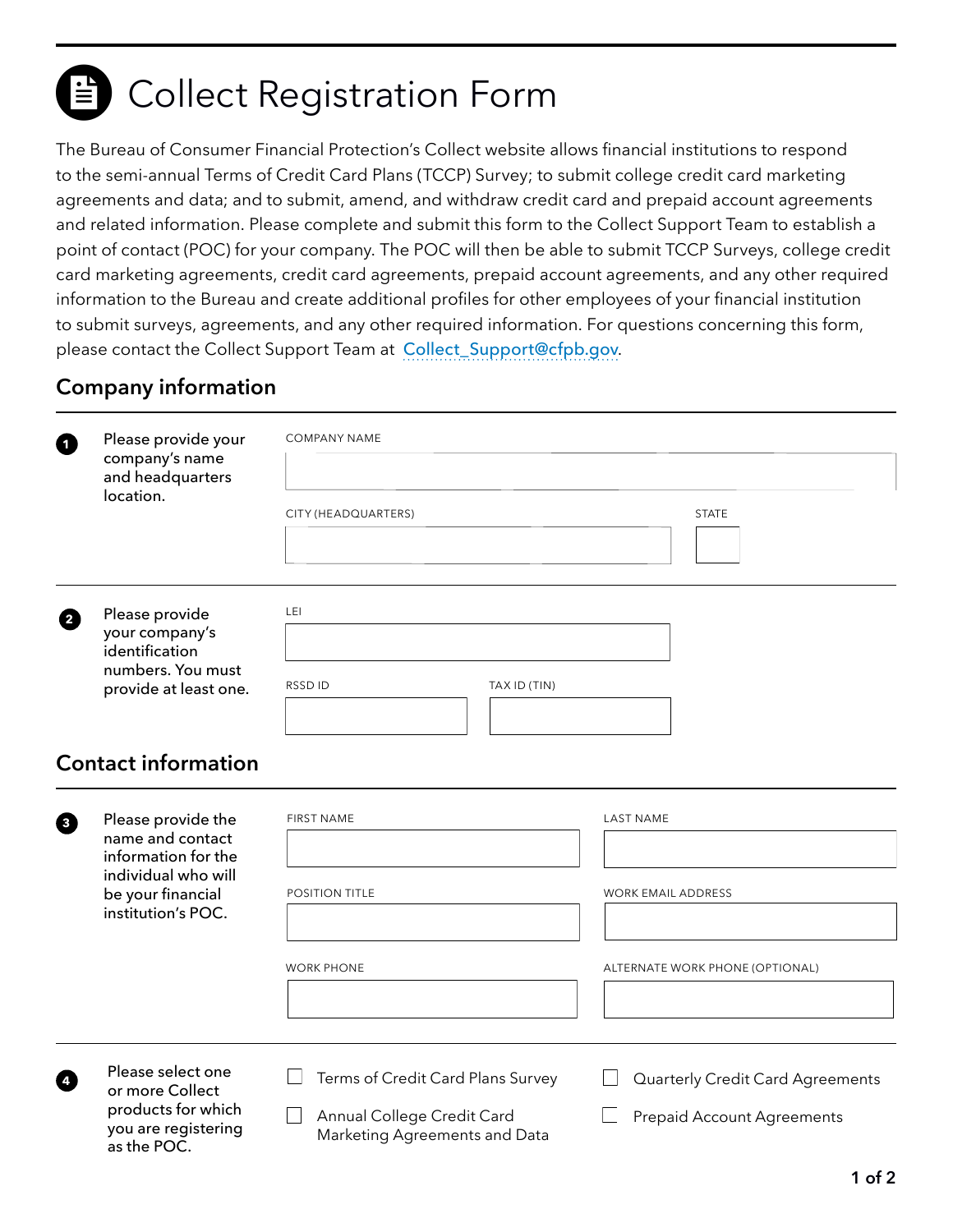# Collect Registration Form

The Bureau of Consumer Financial Protection's Collect website allows financial institutions to respond to the semi-annual Terms of Credit Card Plans (TCCP) Survey; to submit college credit card marketing agreements and data; and to submit, amend, and withdraw credit card and prepaid account agreements and related information. Please complete and submit this form to the Collect Support Team to establish a point of contact (POC) for your company. The POC will then be able to submit TCCP Surveys, college credit card marketing agreements, credit card agreements, prepaid account agreements, and any other required information to the Bureau and create additional profiles for other employees of your financial institution to submit surveys, agreements, and any other required information. For questions concerning this form, please contact the Collect Support Team at Collect_Support@cfpb.gov.

## Company information

**1** Please provide your company's name and headquarters location.

COMPANY NAME

CITY (HEADQUARTERS)

STATE

**2** Please provide your company's identification numbers. You must provide at least one.

LEI

RSSD ID

TAX ID (TIN)

## Contact information

**3** Please provide the name and contact information for the individual who will be your financial institution's POC.

FIRST NAME

LAST NAME

POSITION TITLE

WORK EMAIL ADDRESS

WORK PHONE

ALTERNATE WORK PHONE (OPTIONAL)

**4** Please select one or more Collect products for which you are registering as the POC.

- ☐ Terms of Credit Card Plans Survey
- ☐ Annual College Credit Card Marketing Agreements and Data
- ☐ Quarterly Credit Card Agreements
- ☐ Prepaid Account Agreements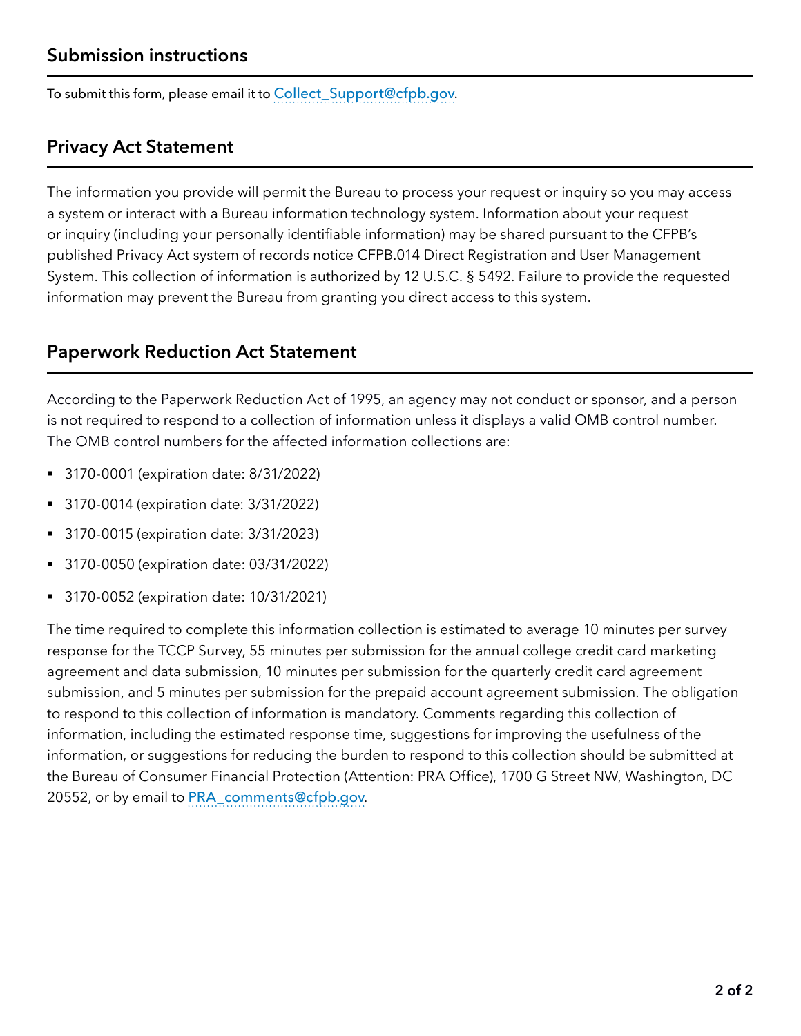## Submission instructions

To submit this form, please email it to Collect_Support@cfpb.gov.

## Privacy Act Statement

The information you provide will permit the Bureau to process your request or inquiry so you may access a system or interact with a Bureau information technology system. Information about your request or inquiry (including your personally identifiable information) may be shared pursuant to the CFPB's published Privacy Act system of records notice CFPB.014 Direct Registration and User Management System. This collection of information is authorized by 12 U.S.C. § 5492. Failure to provide the requested information may prevent the Bureau from granting you direct access to this system.

## Paperwork Reduction Act Statement

According to the Paperwork Reduction Act of 1995, an agency may not conduct or sponsor, and a person is not required to respond to a collection of information unless it displays a valid OMB control number. The OMB control numbers for the affected information collections are:

- 3170-0001 (expiration date: 8/31/2022)
- 3170-0014 (expiration date: 3/31/2022)
- 3170-0015 (expiration date: 3/31/2023)
- 3170-0050 (expiration date: 03/31/2022)
- 3170-0052 (expiration date: 10/31/2021)

The time required to complete this information collection is estimated to average 10 minutes per survey response for the TCCP Survey, 55 minutes per submission for the annual college credit card marketing agreement and data submission, 10 minutes per submission for the quarterly credit card agreement submission, and 5 minutes per submission for the prepaid account agreement submission. The obligation to respond to this collection of information is mandatory. Comments regarding this collection of information, including the estimated response time, suggestions for improving the usefulness of the information, or suggestions for reducing the burden to respond to this collection should be submitted at the Bureau of Consumer Financial Protection (Attention: PRA Office), 1700 G Street NW, Washington, DC 20552, or by email to PRA_comments@cfpb.gov.